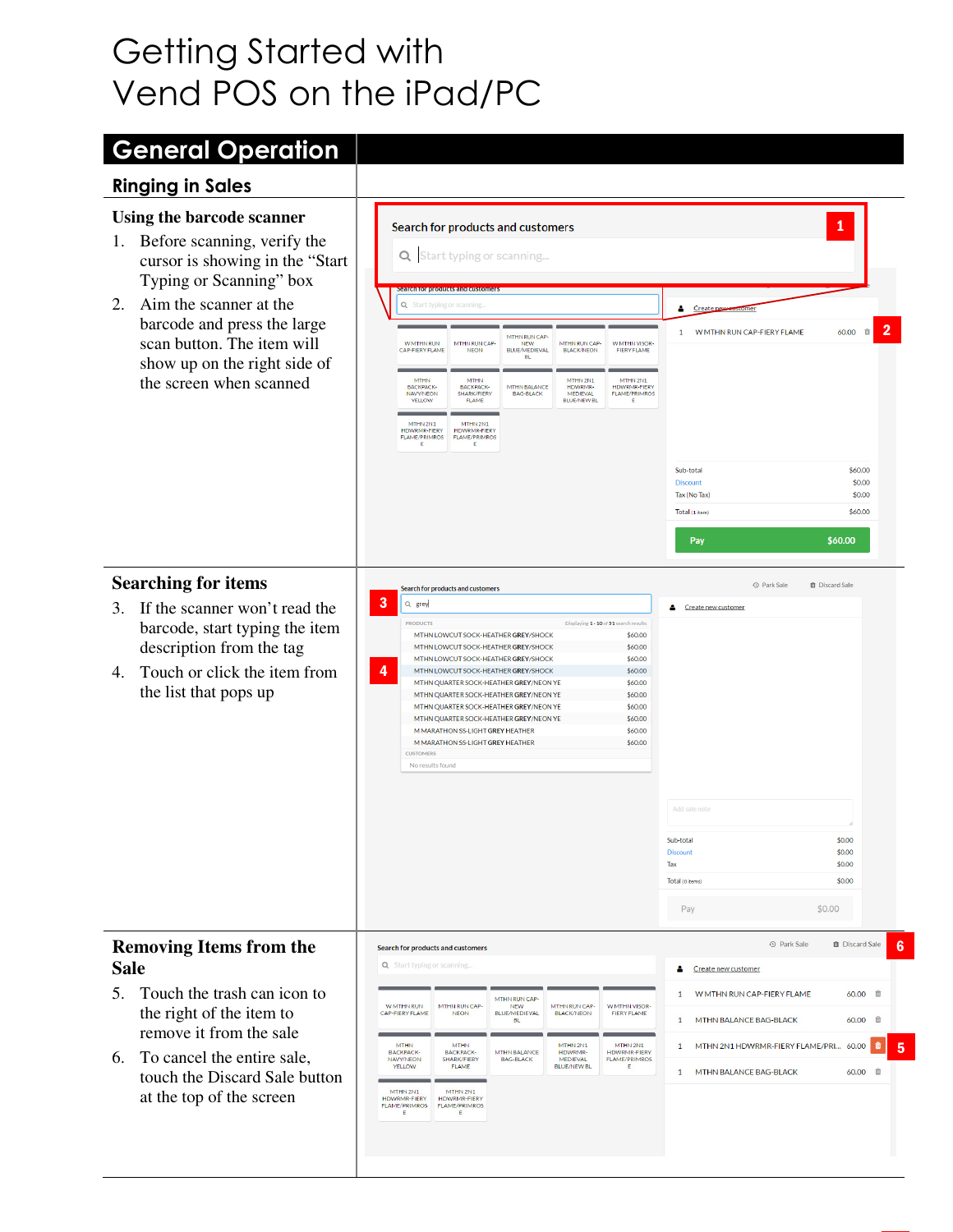# Getting Started with Vend POS on the iPad/PC

## General Operation

### Ringing in Sales

#### Using the barcode scanner

1. Before scanning, verify the cursor is showing in the "Start Typing or Scanning" box
2. Aim the scanner at the barcode and press the large scan button. The item will show up on the right side of the screen when scanned

#### Searching for items

3. If the scanner won't read the barcode, start typing the item description from the tag
4. Touch or click the item from the list that pops up

#### Removing Items from the Sale

5. Touch the trash can icon to the right of the item to remove it from the sale
6. To cancel the entire sale, touch the Discard Sale button at the top of the screen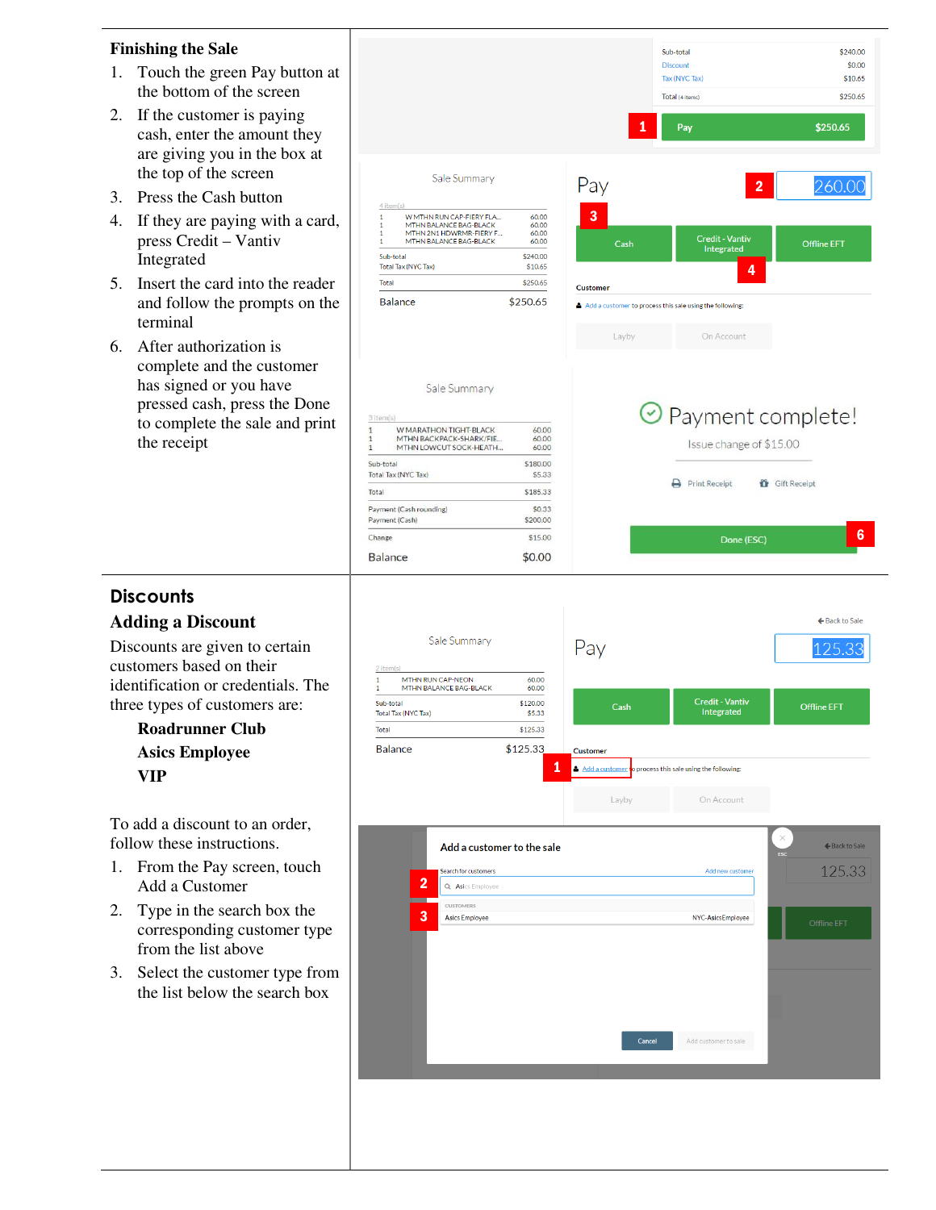### Finishing the Sale

1. Touch the green Pay button at the bottom of the screen
2. If the customer is paying cash, enter the amount they are giving you in the box at the top of the screen
3. Press the Cash button
4. If they are paying with a card, press Credit – Vantiv Integrated
5. Insert the card into the reader and follow the prompts on the terminal
6. After authorization is complete and the customer has signed or you have pressed cash, press the Done to complete the sale and print the receipt

## Discounts

### Adding a Discount

Discounts are given to certain customers based on their identification or credentials. The three types of customers are:

**Roadrunner Club**

**Asics Employee**

**VIP**

To add a discount to an order, follow these instructions.

1. From the Pay screen, touch Add a Customer
2. Type in the search box the corresponding customer type from the list above
3. Select the customer type from the list below the search box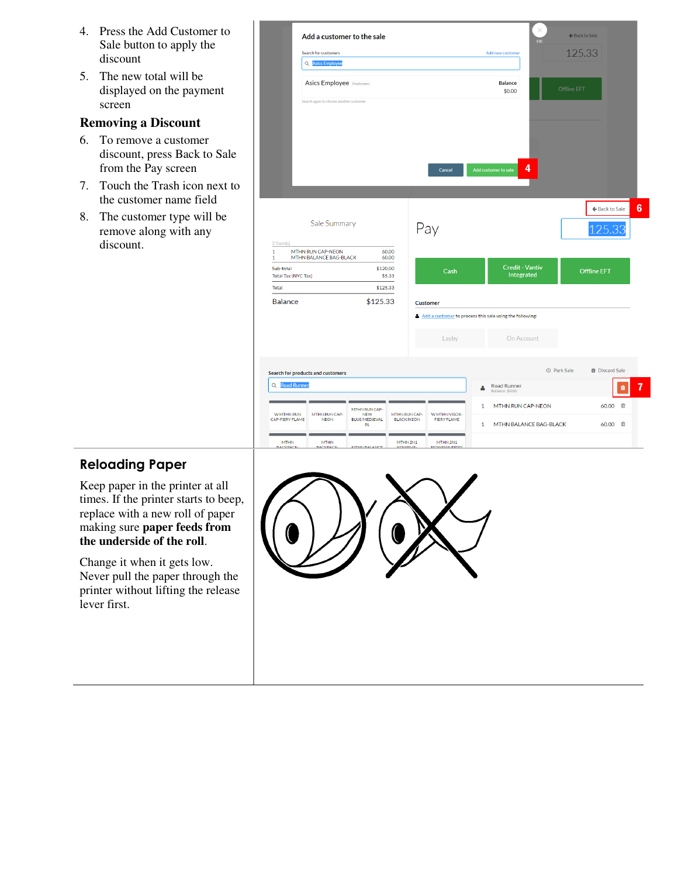4. Press the Add Customer to Sale button to apply the discount
5. The new total will be displayed on the payment screen

### Removing a Discount

6. To remove a customer discount, press Back to Sale from the Pay screen
7. Touch the Trash icon next to the customer name field
8. The customer type will be remove along with any discount.

### Reloading Paper

Keep paper in the printer at all times. If the printer starts to beep, replace with a new roll of paper making sure **paper feeds from the underside of the roll**.

Change it when it gets low. Never pull the paper through the printer without lifting the release lever first.